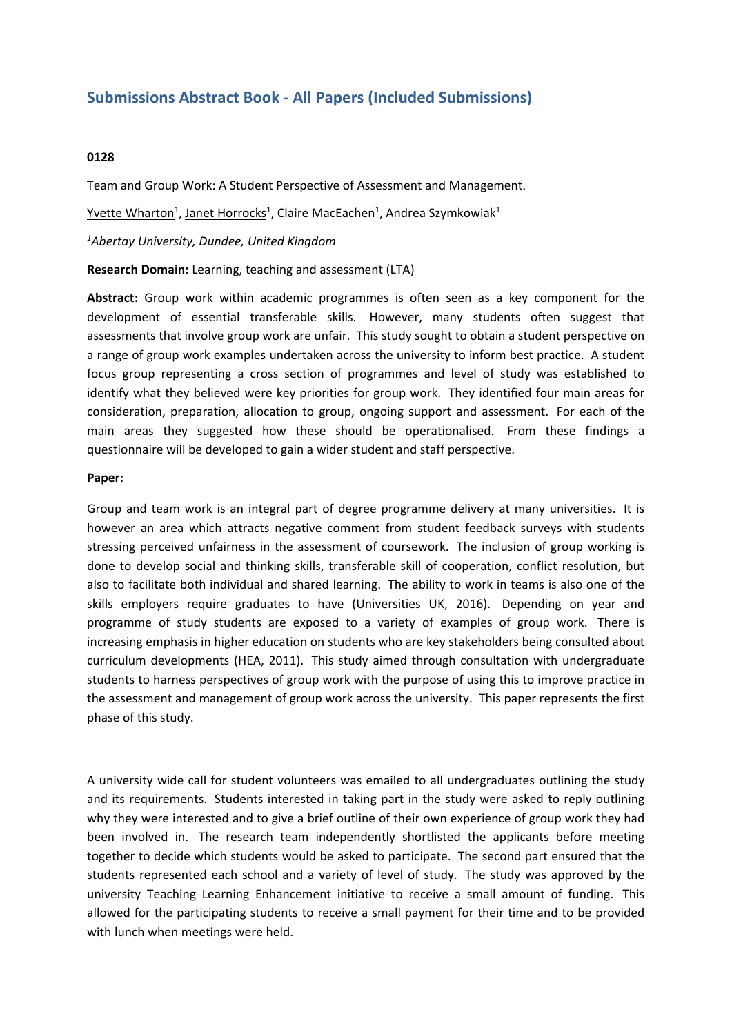# Submissions Abstract Book - All Papers (Included Submissions)

**0128**

Team and Group Work: A Student Perspective of Assessment and Management.

Yvette Wharton[1], Janet Horrocks[1], Claire MacEachen[1], Andrea Szymkowiak[1]

*[1]Abertay University, Dundee, United Kingdom*

**Research Domain:** Learning, teaching and assessment (LTA)

**Abstract:** Group work within academic programmes is often seen as a key component for the development of essential transferable skills. However, many students often suggest that assessments that involve group work are unfair. This study sought to obtain a student perspective on a range of group work examples undertaken across the university to inform best practice. A student focus group representing a cross section of programmes and level of study was established to identify what they believed were key priorities for group work. They identified four main areas for consideration, preparation, allocation to group, ongoing support and assessment. For each of the main areas they suggested how these should be operationalised. From these findings a questionnaire will be developed to gain a wider student and staff perspective.

**Paper:**

Group and team work is an integral part of degree programme delivery at many universities. It is however an area which attracts negative comment from student feedback surveys with students stressing perceived unfairness in the assessment of coursework. The inclusion of group working is done to develop social and thinking skills, transferable skill of cooperation, conflict resolution, but also to facilitate both individual and shared learning. The ability to work in teams is also one of the skills employers require graduates to have (Universities UK, 2016). Depending on year and programme of study students are exposed to a variety of examples of group work. There is increasing emphasis in higher education on students who are key stakeholders being consulted about curriculum developments (HEA, 2011). This study aimed through consultation with undergraduate students to harness perspectives of group work with the purpose of using this to improve practice in the assessment and management of group work across the university. This paper represents the first phase of this study.

A university wide call for student volunteers was emailed to all undergraduates outlining the study and its requirements. Students interested in taking part in the study were asked to reply outlining why they were interested and to give a brief outline of their own experience of group work they had been involved in. The research team independently shortlisted the applicants before meeting together to decide which students would be asked to participate. The second part ensured that the students represented each school and a variety of level of study. The study was approved by the university Teaching Learning Enhancement initiative to receive a small amount of funding. This allowed for the participating students to receive a small payment for their time and to be provided with lunch when meetings were held.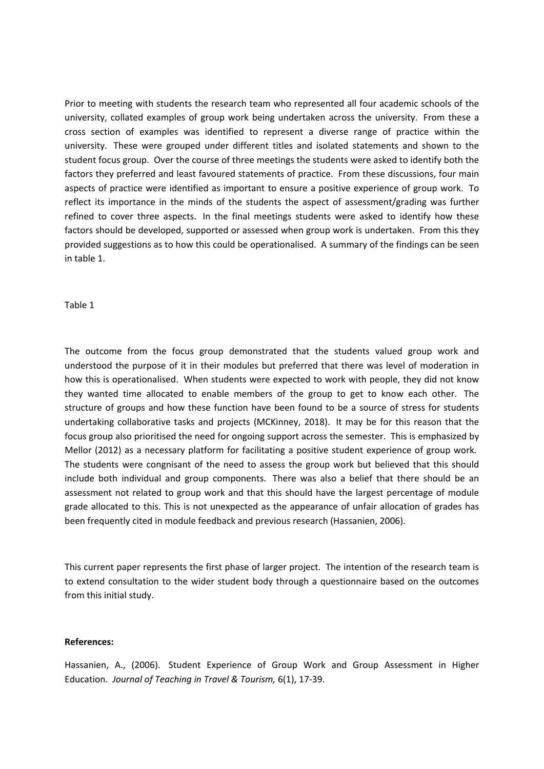Prior to meeting with students the research team who represented all four academic schools of the university, collated examples of group work being undertaken across the university. From these a cross section of examples was identified to represent a diverse range of practice within the university. These were grouped under different titles and isolated statements and shown to the student focus group. Over the course of three meetings the students were asked to identify both the factors they preferred and least favoured statements of practice. From these discussions, four main aspects of practice were identified as important to ensure a positive experience of group work. To reflect its importance in the minds of the students the aspect of assessment/grading was further refined to cover three aspects. In the final meetings students were asked to identify how these factors should be developed, supported or assessed when group work is undertaken. From this they provided suggestions as to how this could be operationalised. A summary of the findings can be seen in table 1.

Table 1

The outcome from the focus group demonstrated that the students valued group work and understood the purpose of it in their modules but preferred that there was level of moderation in how this is operationalised. When students were expected to work with people, they did not know they wanted time allocated to enable members of the group to get to know each other. The structure of groups and how these function have been found to be a source of stress for students undertaking collaborative tasks and projects (MCKinney, 2018). It may be for this reason that the focus group also prioritised the need for ongoing support across the semester. This is emphasized by Mellor (2012) as a necessary platform for facilitating a positive student experience of group work. The students were congnisant of the need to assess the group work but believed that this should include both individual and group components. There was also a belief that there should be an assessment not related to group work and that this should have the largest percentage of module grade allocated to this. This is not unexpected as the appearance of unfair allocation of grades has been frequently cited in module feedback and previous research (Hassanien, 2006).

This current paper represents the first phase of larger project. The intention of the research team is to extend consultation to the wider student body through a questionnaire based on the outcomes from this initial study.

**References:**

Hassanien, A., (2006). Student Experience of Group Work and Group Assessment in Higher Education. *Journal of Teaching in Travel & Tourism,* 6(1), 17-39.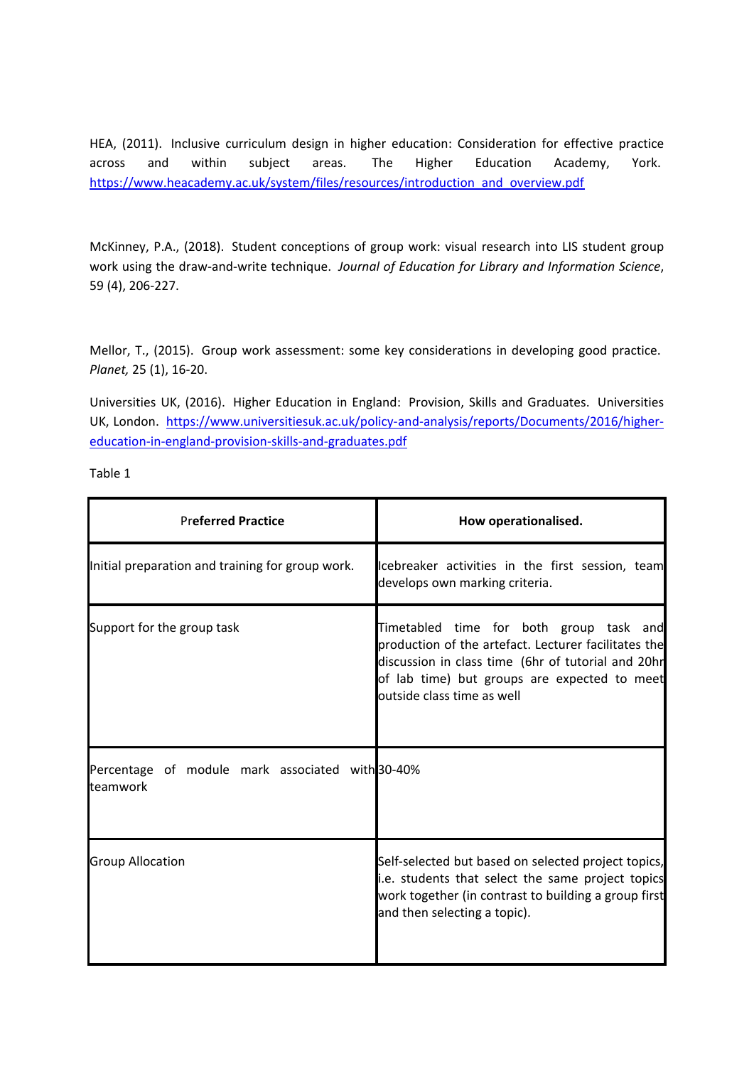HEA, (2011). Inclusive curriculum design in higher education: Consideration for effective practice across and within subject areas. The Higher Education Academy, York. https://www.heacademy.ac.uk/system/files/resources/introduction_and_overview.pdf

McKinney, P.A., (2018). Student conceptions of group work: visual research into LIS student group work using the draw-and-write technique. *Journal of Education for Library and Information Science*, 59 (4), 206-227.

Mellor, T., (2015). Group work assessment: some key considerations in developing good practice. *Planet,* 25 (1), 16-20.

Universities UK, (2016). Higher Education in England: Provision, Skills and Graduates. Universities UK, London. https://www.universitiesuk.ac.uk/policy-and-analysis/reports/Documents/2016/higher-education-in-england-provision-skills-and-graduates.pdf

Table 1

| Preferred Practice | How operationalised. |
| --- | --- |
| Initial preparation and training for group work. | Icebreaker activities in the first session, team develops own marking criteria. |
| Support for the group task | Timetabled time for both group task and production of the artefact. Lecturer facilitates the discussion in class time (6hr of tutorial and 20hr of lab time) but groups are expected to meet outside class time as well |
| Percentage of module mark associated with teamwork | 30-40% |
| Group Allocation | Self-selected but based on selected project topics, i.e. students that select the same project topics work together (in contrast to building a group first and then selecting a topic). |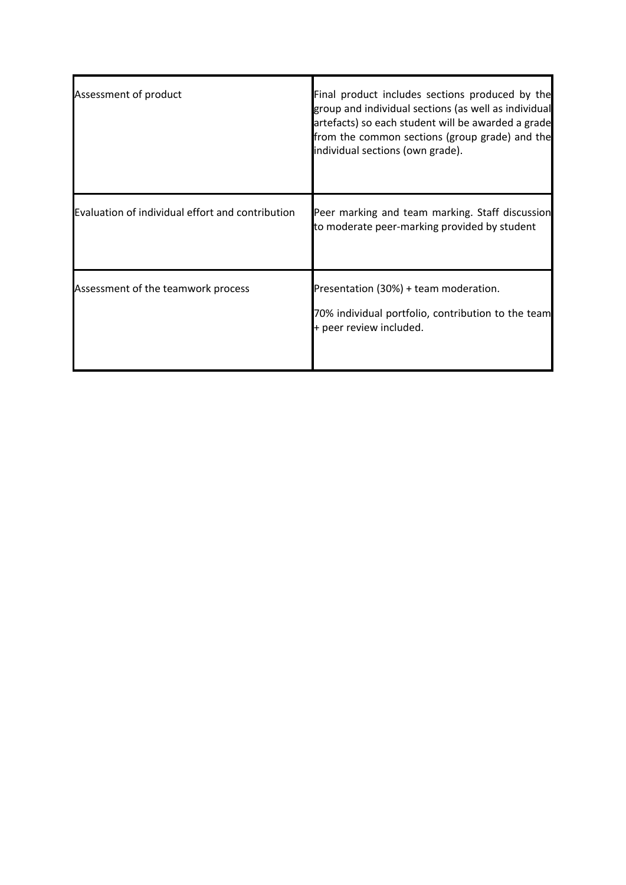| | |
|---|---|
| Assessment of product | Final product includes sections produced by the group and individual sections (as well as individual artefacts) so each student will be awarded a grade from the common sections (group grade) and the individual sections (own grade). |
| Evaluation of individual effort and contribution | Peer marking and team marking. Staff discussion to moderate peer-marking provided by student |
| Assessment of the teamwork process | Presentation (30%) + team moderation.<br><br>70% individual portfolio, contribution to the team + peer review included. |